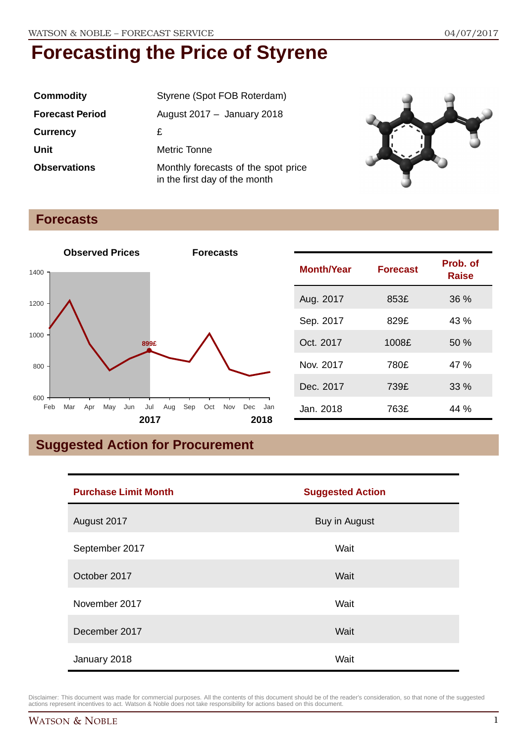# Forecasting the Price of Styrene

| | |
|---|---|
| **Commodity** | Styrene (Spot FOB Roterdam) |
| **Forecast Period** | August 2017 – January 2018 |
| **Currency** | £ |
| **Unit** | Metric Tonne |
| **Observations** | Monthly forecasts of the spot price in the first day of the month |

## Forecasts

| Month/Year | Forecast | Prob. of Raise |
|---|---|---|
| Aug. 2017 | 853£ | 36 % |
| Sep. 2017 | 829£ | 43 % |
| Oct. 2017 | 1008£ | 50 % |
| Nov. 2017 | 780£ | 47 % |
| Dec. 2017 | 739£ | 33 % |
| Jan. 2018 | 763£ | 44 % |

## Suggested Action for Procurement

| Purchase Limit Month | Suggested Action |
|---|---|
| August 2017 | Buy in August |
| September 2017 | Wait |
| October 2017 | Wait |
| November 2017 | Wait |
| December 2017 | Wait |
| January 2018 | Wait |

Disclaimer: This document was made for commercial purposes. All the contents of this document should be of the reader's consideration, so that none of the suggested actions represent incentives to act. Watson & Noble does not take responsibility for actions based on this document.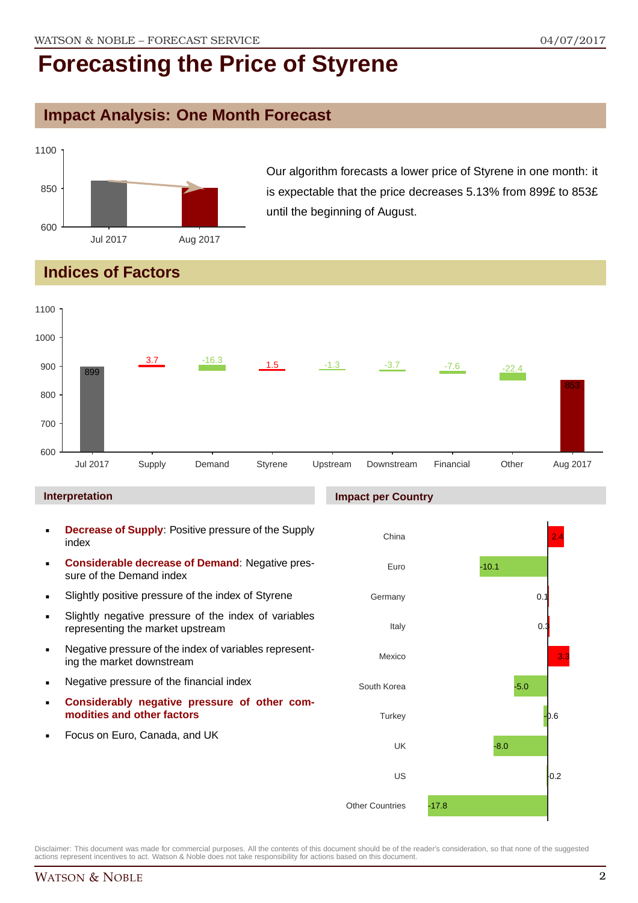# Forecasting the Price of Styrene

## Impact Analysis: One Month Forecast

Our algorithm forecasts a lower price of Styrene in one month: it is expectable that the price decreases 5.13% from 899£ to 853£ until the beginning of August.

## Indices of Factors

| | Jul 2017 | Supply | Demand | Styrene | Upstream | Downstream | Financial | Other | Aug 2017 |
|---|---|---|---|---|---|---|---|---|---|
| Value | 899 | 3.7 | -16.3 | 1.5 | -1.3 | -3.7 | -7.6 | -22.4 | 853 |

### Interpretation

- **Decrease of Supply**: Positive pressure of the Supply index
- **Considerable decrease of Demand**: Negative pressure of the Demand index
- Slightly positive pressure of the index of Styrene
- Slightly negative pressure of the index of variables representing the market upstream
- Negative pressure of the index of variables representing the market downstream
- Negative pressure of the financial index
- **Considerably negative pressure of other commodities and other factors**
- Focus on Euro, Canada, and UK

### Impact per Country

| Country | Impact |
|---|---|
| China | 2.4 |
| Euro | -10.1 |
| Germany | 0.1 |
| Italy | 0.3 |
| Mexico | 3.3 |
| South Korea | -5.0 |
| Turkey | -0.6 |
| UK | -8.0 |
| US | -0.2 |
| Other Countries | -17.8 |

Disclaimer: This document was made for commercial purposes. All the contents of this document should be of the reader's consideration, so that none of the suggested actions represent incentives to act. Watson & Noble does not take responsibility for actions based on this document.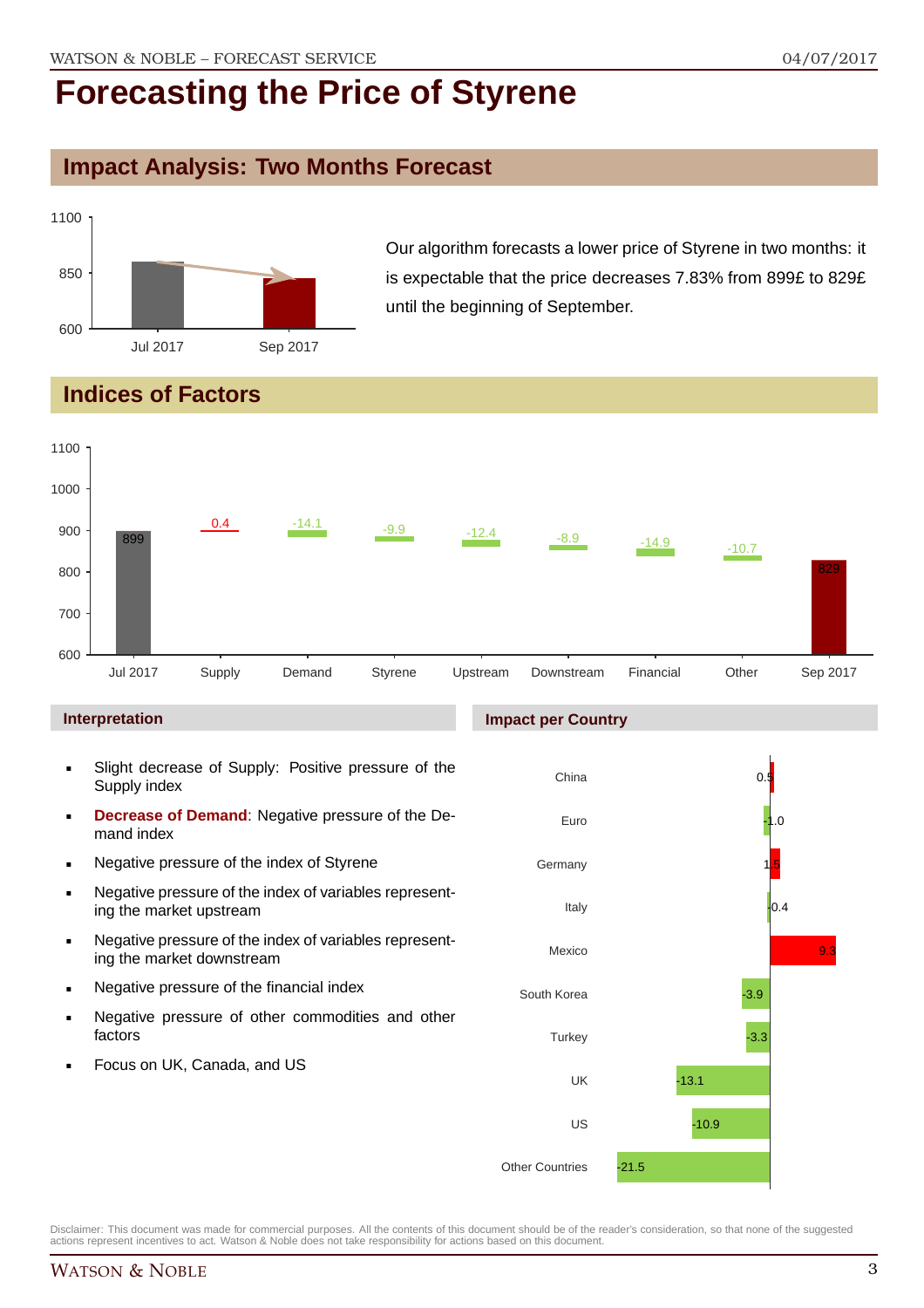# Forecasting the Price of Styrene

## Impact Analysis: Two Months Forecast

Our algorithm forecasts a lower price of Styrene in two months: it is expectable that the price decreases 7.83% from 899£ to 829£ until the beginning of September.

## Indices of Factors

### Interpretation

- Slight decrease of Supply: Positive pressure of the Supply index
- **Decrease of Demand**: Negative pressure of the Demand index
- Negative pressure of the index of Styrene
- Negative pressure of the index of variables representing the market upstream
- Negative pressure of the index of variables representing the market downstream
- Negative pressure of the financial index
- Negative pressure of other commodities and other factors
- Focus on UK, Canada, and US

### Impact per Country

Disclaimer: This document was made for commercial purposes. All the contents of this document should be of the reader's consideration, so that none of the suggested actions represent incentives to act. Watson & Noble does not take responsibility for actions based on this document.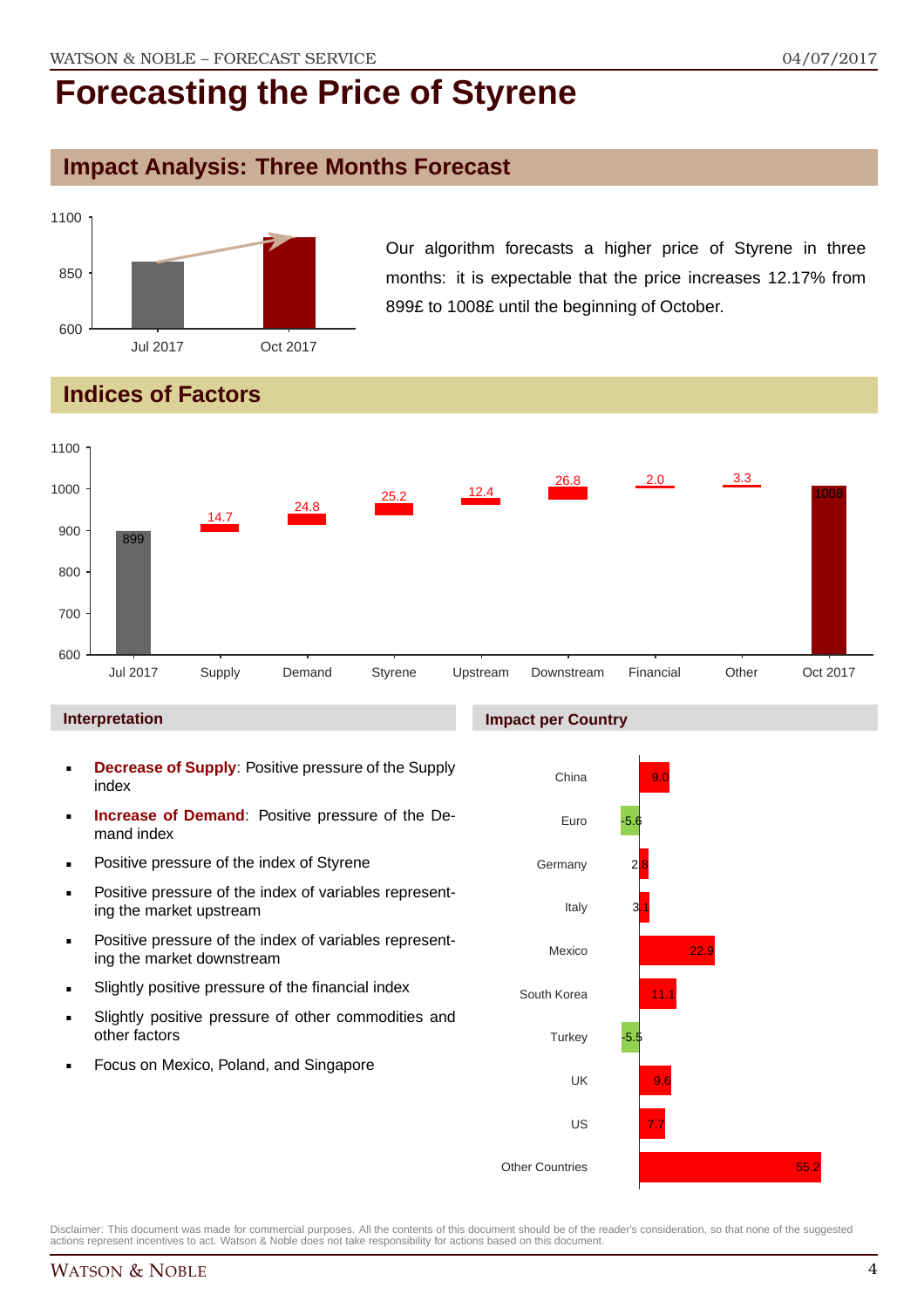# Forecasting the Price of Styrene

## Impact Analysis: Three Months Forecast

Our algorithm forecasts a higher price of Styrene in three months: it is expectable that the price increases 12.17% from 899£ to 1008£ until the beginning of October.

## Indices of Factors

| | Jul 2017 | Supply | Demand | Styrene | Upstream | Downstream | Financial | Other | Oct 2017 |
|---|---|---|---|---|---|---|---|---|---|
| Value | 899 | 14.7 | 24.8 | 25.2 | 12.4 | 26.8 | 2.0 | 3.3 | 1008 |

### Interpretation

- **Decrease of Supply**: Positive pressure of the Supply index
- **Increase of Demand**: Positive pressure of the Demand index
- Positive pressure of the index of Styrene
- Positive pressure of the index of variables representing the market upstream
- Positive pressure of the index of variables representing the market downstream
- Slightly positive pressure of the financial index
- Slightly positive pressure of other commodities and other factors
- Focus on Mexico, Poland, and Singapore

### Impact per Country

| Country | Impact |
|---|---|
| China | 9.0 |
| Euro | -5.6 |
| Germany | 2.8 |
| Italy | 3.1 |
| Mexico | 22.9 |
| South Korea | 11.1 |
| Turkey | -5.5 |
| UK | 9.6 |
| US | 7.7 |
| Other Countries | 55.2 |

Disclaimer: This document was made for commercial purposes. All the contents of this document should be of the reader's consideration, so that none of the suggested actions represent incentives to act. Watson & Noble does not take responsibility for actions based on this document.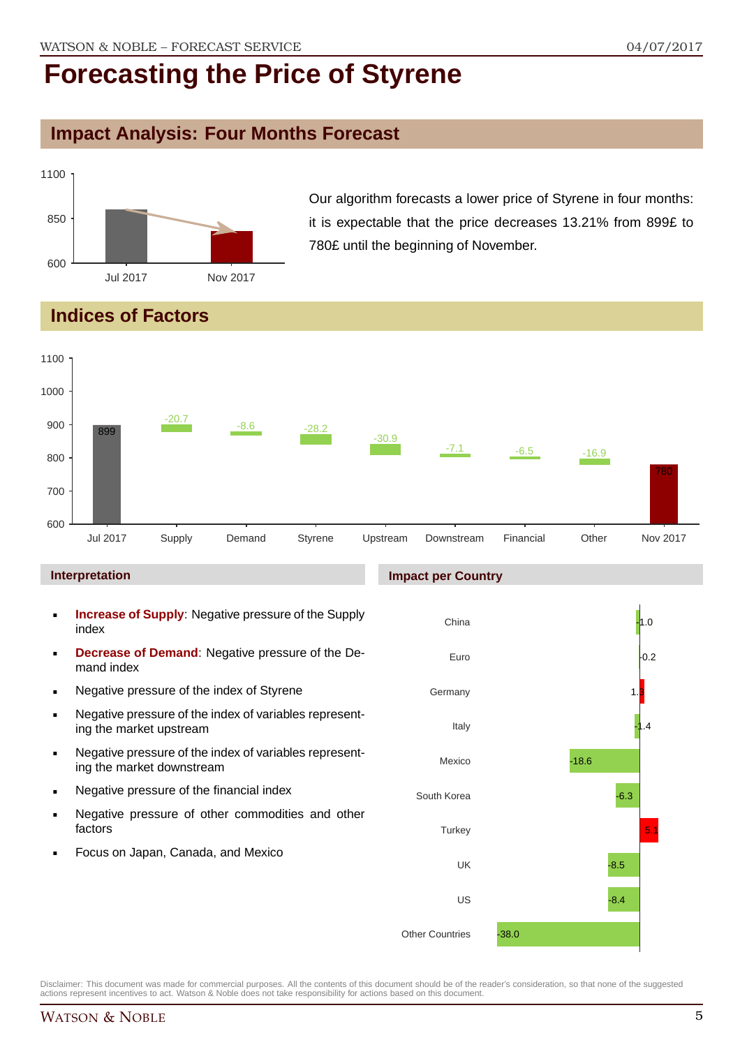# Forecasting the Price of Styrene

## Impact Analysis: Four Months Forecast

Our algorithm forecasts a lower price of Styrene in four months: it is expectable that the price decreases 13.21% from 899£ to 780£ until the beginning of November.

## Indices of Factors

| | Jul 2017 | Supply | Demand | Styrene | Upstream | Downstream | Financial | Other | Nov 2017 |
|---|---|---|---|---|---|---|---|---|---|
| Value | 899 | -20.7 | -8.6 | -28.2 | -30.9 | -7.1 | -6.5 | -16.9 | 780 |

### Interpretation

- **Increase of Supply**: Negative pressure of the Supply index
- **Decrease of Demand**: Negative pressure of the Demand index
- Negative pressure of the index of Styrene
- Negative pressure of the index of variables representing the market upstream
- Negative pressure of the index of variables representing the market downstream
- Negative pressure of the financial index
- Negative pressure of other commodities and other factors
- Focus on Japan, Canada, and Mexico

### Impact per Country

| Country | Impact |
|---|---|
| China | -1.0 |
| Euro | -0.2 |
| Germany | 1.3 |
| Italy | -1.4 |
| Mexico | -18.6 |
| South Korea | -6.3 |
| Turkey | 5.1 |
| UK | -8.5 |
| US | -8.4 |
| Other Countries | -38.0 |

Disclaimer: This document was made for commercial purposes. All the contents of this document should be of the reader's consideration, so that none of the suggested actions represent incentives to act. Watson & Noble does not take responsibility for actions based on this document.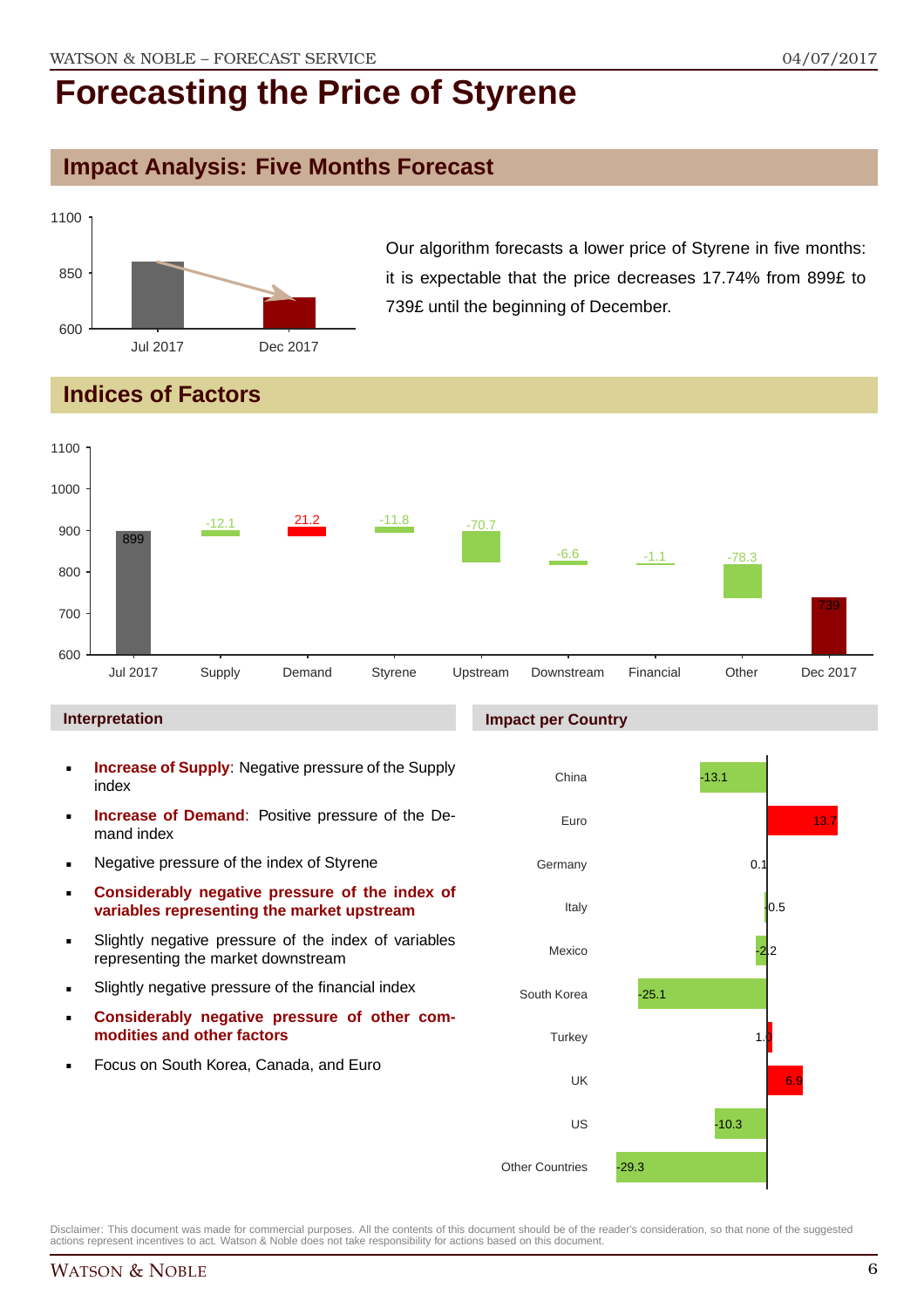# Forecasting the Price of Styrene

## Impact Analysis: Five Months Forecast

Our algorithm forecasts a lower price of Styrene in five months: it is expectable that the price decreases 17.74% from 899£ to 739£ until the beginning of December.

## Indices of Factors

### Interpretation

- **Increase of Supply**: Negative pressure of the Supply index
- **Increase of Demand**: Positive pressure of the Demand index
- Negative pressure of the index of Styrene
- **Considerably negative pressure of the index of variables representing the market upstream**
- Slightly negative pressure of the index of variables representing the market downstream
- Slightly negative pressure of the financial index
- **Considerably negative pressure of other commodities and other factors**
- Focus on South Korea, Canada, and Euro

### Impact per Country

---

Disclaimer: This document was made for commercial purposes. All the contents of this document should be of the reader's consideration, so that none of the suggested actions represent incentives to act. Watson & Noble does not take responsibility for actions based on this document.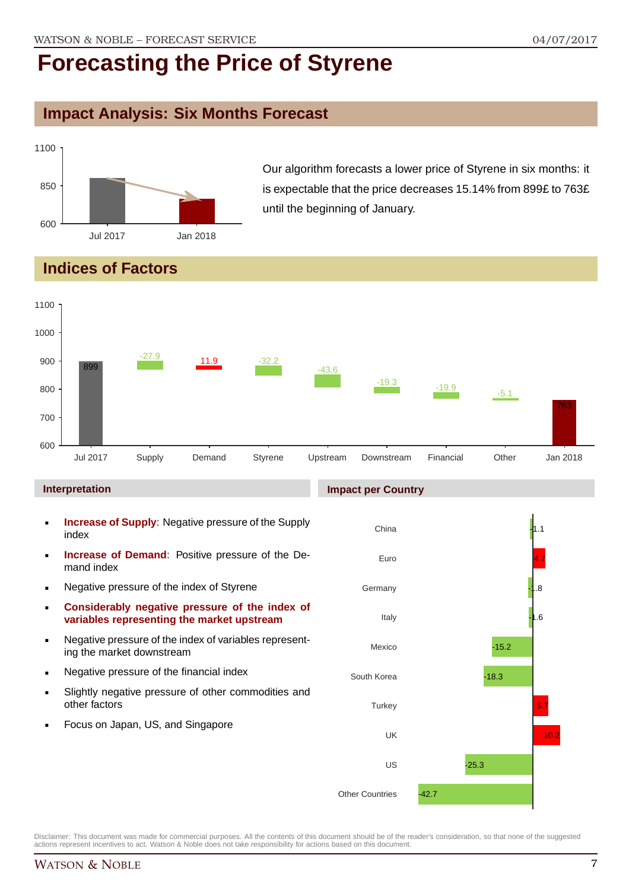# Forecasting the Price of Styrene

## Impact Analysis: Six Months Forecast

Our algorithm forecasts a lower price of Styrene in six months: it is expectable that the price decreases 15.14% from 899£ to 763£ until the beginning of January.

## Indices of Factors

| Factor | Value |
|---|---|
| Jul 2017 | 899 |
| Supply | -27.9 |
| Demand | 11.9 |
| Styrene | -32.2 |
| Upstream | -43.6 |
| Downstream | -19.3 |
| Financial | -19.9 |
| Other | -5.1 |
| Jan 2018 | 763 |

### Interpretation

- **Increase of Supply**: Negative pressure of the Supply index
- **Increase of Demand**: Positive pressure of the Demand index
- Negative pressure of the index of Styrene
- **Considerably negative pressure of the index of variables representing the market upstream**
- Negative pressure of the index of variables representing the market downstream
- Negative pressure of the financial index
- Slightly negative pressure of other commodities and other factors
- Focus on Japan, US, and Singapore

### Impact per Country

| Country | Impact |
|---|---|
| China | -1.1 |
| Euro | 4.7 |
| Germany | -1.8 |
| Italy | -1.6 |
| Mexico | -15.2 |
| South Korea | -18.3 |
| Turkey | 5.7 |
| UK | 10.2 |
| US | -25.3 |
| Other Countries | -42.7 |

Disclaimer: This document was made for commercial purposes. All the contents of this document should be of the reader's consideration, so that none of the suggested actions represent incentives to act. Watson & Noble does not take responsibility for actions based on this document.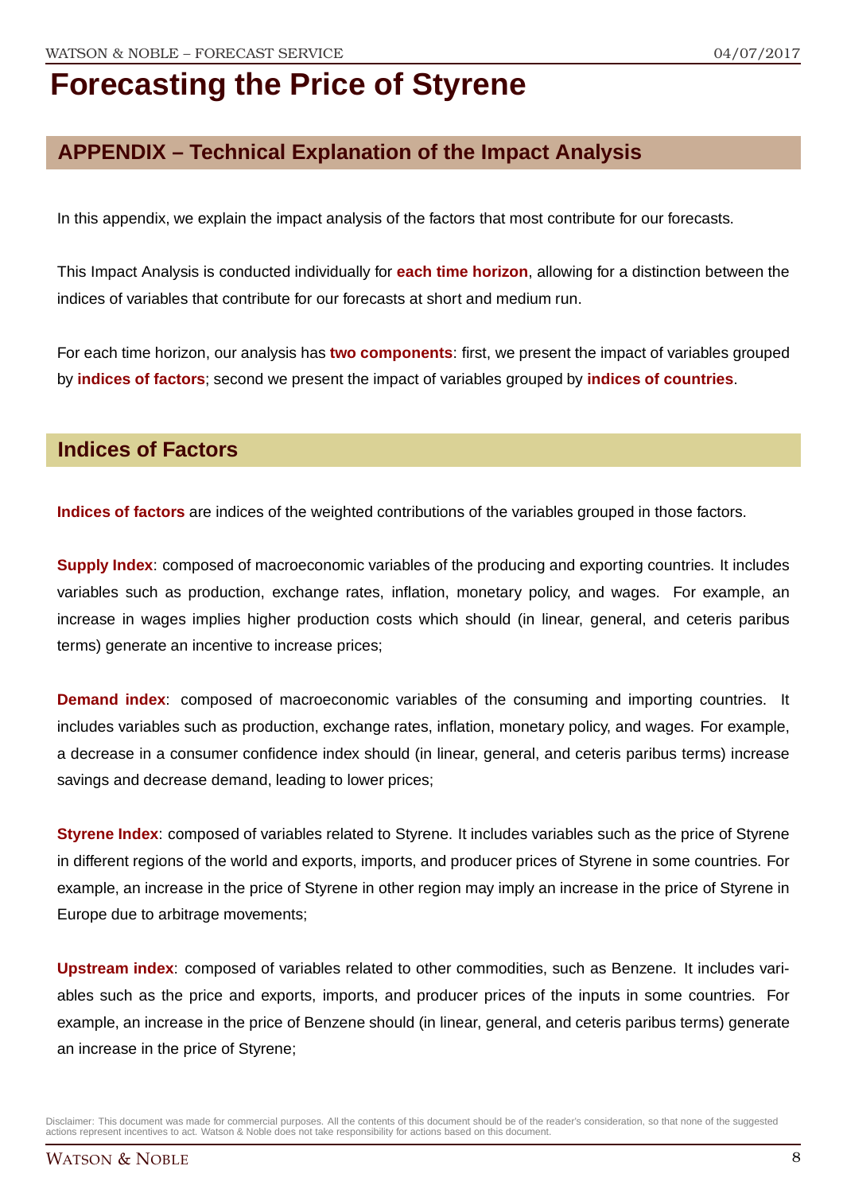# Forecasting the Price of Styrene

## APPENDIX – Technical Explanation of the Impact Analysis

In this appendix, we explain the impact analysis of the factors that most contribute for our forecasts.

This Impact Analysis is conducted individually for **each time horizon**, allowing for a distinction between the indices of variables that contribute for our forecasts at short and medium run.

For each time horizon, our analysis has **two components**: first, we present the impact of variables grouped by **indices of factors**; second we present the impact of variables grouped by **indices of countries**.

## Indices of Factors

**Indices of factors** are indices of the weighted contributions of the variables grouped in those factors.

**Supply Index**: composed of macroeconomic variables of the producing and exporting countries. It includes variables such as production, exchange rates, inflation, monetary policy, and wages. For example, an increase in wages implies higher production costs which should (in linear, general, and ceteris paribus terms) generate an incentive to increase prices;

**Demand index**: composed of macroeconomic variables of the consuming and importing countries. It includes variables such as production, exchange rates, inflation, monetary policy, and wages. For example, a decrease in a consumer confidence index should (in linear, general, and ceteris paribus terms) increase savings and decrease demand, leading to lower prices;

**Styrene Index**: composed of variables related to Styrene. It includes variables such as the price of Styrene in different regions of the world and exports, imports, and producer prices of Styrene in some countries. For example, an increase in the price of Styrene in other region may imply an increase in the price of Styrene in Europe due to arbitrage movements;

**Upstream index**: composed of variables related to other commodities, such as Benzene. It includes variables such as the price and exports, imports, and producer prices of the inputs in some countries. For example, an increase in the price of Benzene should (in linear, general, and ceteris paribus terms) generate an increase in the price of Styrene;

Disclaimer: This document was made for commercial purposes. All the contents of this document should be of the reader's consideration, so that none of the suggested actions represent incentives to act. Watson & Noble does not take responsibility for actions based on this document.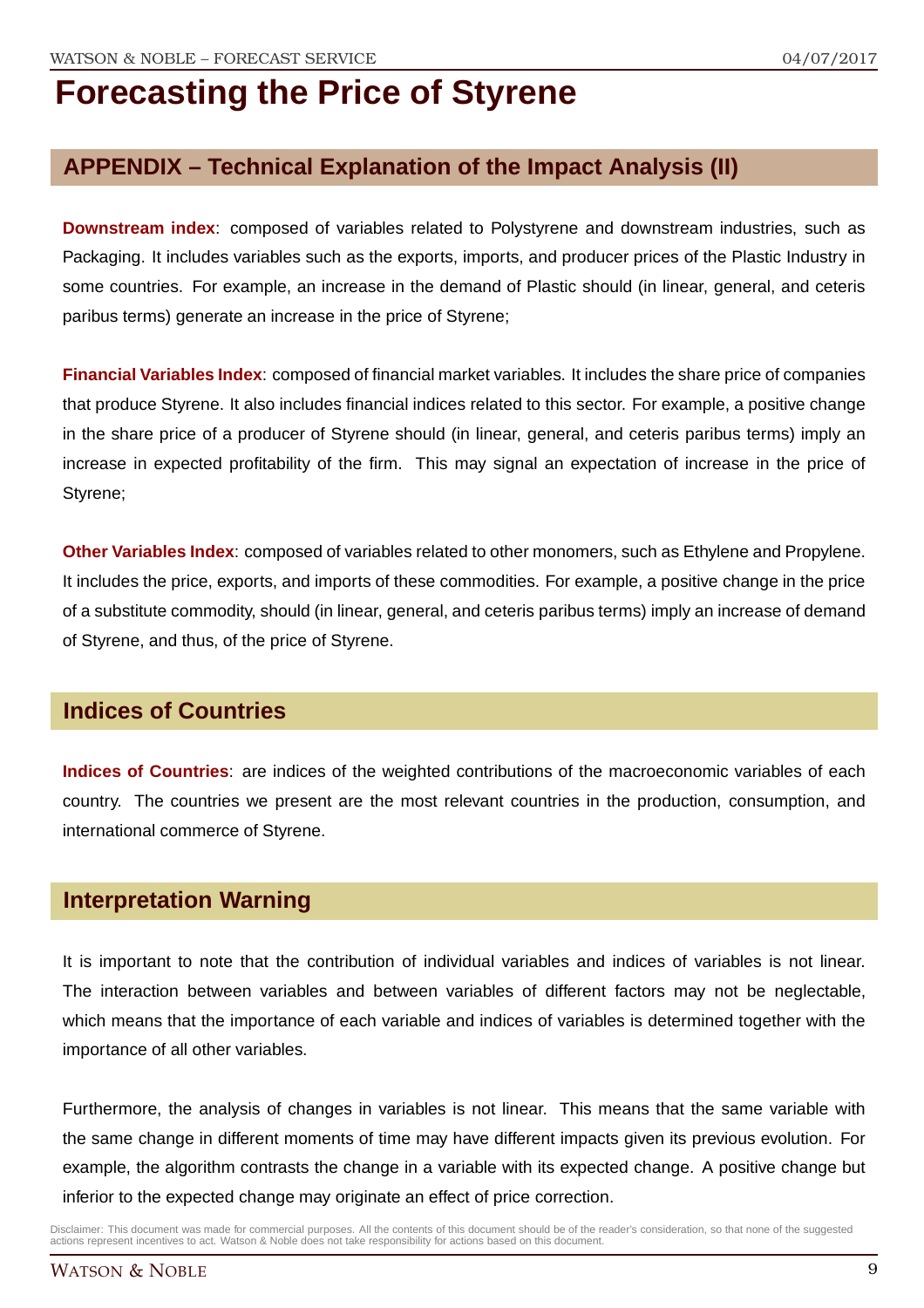# Forecasting the Price of Styrene

## APPENDIX – Technical Explanation of the Impact Analysis (II)

**Downstream index**: composed of variables related to Polystyrene and downstream industries, such as Packaging. It includes variables such as the exports, imports, and producer prices of the Plastic Industry in some countries. For example, an increase in the demand of Plastic should (in linear, general, and ceteris paribus terms) generate an increase in the price of Styrene;

**Financial Variables Index**: composed of financial market variables. It includes the share price of companies that produce Styrene. It also includes financial indices related to this sector. For example, a positive change in the share price of a producer of Styrene should (in linear, general, and ceteris paribus terms) imply an increase in expected profitability of the firm. This may signal an expectation of increase in the price of Styrene;

**Other Variables Index**: composed of variables related to other monomers, such as Ethylene and Propylene. It includes the price, exports, and imports of these commodities. For example, a positive change in the price of a substitute commodity, should (in linear, general, and ceteris paribus terms) imply an increase of demand of Styrene, and thus, of the price of Styrene.

## Indices of Countries

**Indices of Countries**: are indices of the weighted contributions of the macroeconomic variables of each country. The countries we present are the most relevant countries in the production, consumption, and international commerce of Styrene.

## Interpretation Warning

It is important to note that the contribution of individual variables and indices of variables is not linear. The interaction between variables and between variables of different factors may not be neglectable, which means that the importance of each variable and indices of variables is determined together with the importance of all other variables.

Furthermore, the analysis of changes in variables is not linear. This means that the same variable with the same change in different moments of time may have different impacts given its previous evolution. For example, the algorithm contrasts the change in a variable with its expected change. A positive change but inferior to the expected change may originate an effect of price correction.

Disclaimer: This document was made for commercial purposes. All the contents of this document should be of the reader's consideration, so that none of the suggested actions represent incentives to act. Watson & Noble does not take responsibility for actions based on this document.